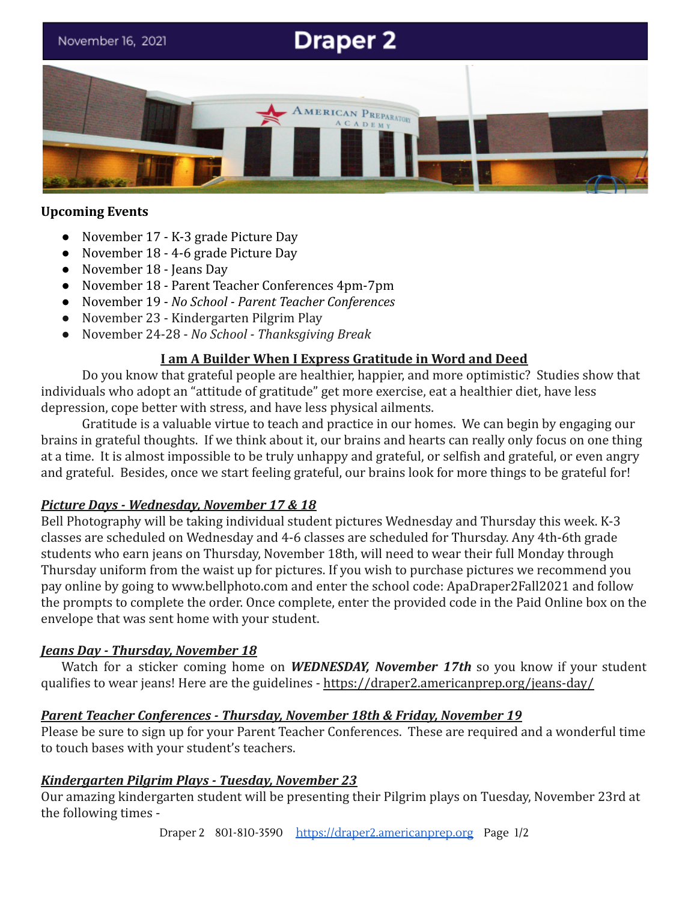November 16, 2021

# Draper 2

**Upcoming Events**

- November 17 - K-3 grade Picture Day
- November 18 - 4-6 grade Picture Day
- November 18 - Jeans Day
- November 18 - Parent Teacher Conferences 4pm-7pm
- November 19 - *No School - Parent Teacher Conferences*
- November 23 - Kindergarten Pilgrim Play
- November 24-28 - *No School - Thanksgiving Break*

**<u>I am A Builder When I Express Gratitude in Word and Deed</u>**

Do you know that grateful people are healthier, happier, and more optimistic? Studies show that individuals who adopt an "attitude of gratitude" get more exercise, eat a healthier diet, have less depression, cope better with stress, and have less physical ailments.

Gratitude is a valuable virtue to teach and practice in our homes. We can begin by engaging our brains in grateful thoughts. If we think about it, our brains and hearts can really only focus on one thing at a time. It is almost impossible to be truly unhappy and grateful, or selfish and grateful, or even angry and grateful. Besides, once we start feeling grateful, our brains look for more things to be grateful for!

***<u>Picture Days - Wednesday, November 17 & 18</u>***

Bell Photography will be taking individual student pictures Wednesday and Thursday this week. K-3 classes are scheduled on Wednesday and 4-6 classes are scheduled for Thursday. Any 4th-6th grade students who earn jeans on Thursday, November 18th, will need to wear their full Monday through Thursday uniform from the waist up for pictures. If you wish to purchase pictures we recommend you pay online by going to www.bellphoto.com and enter the school code: ApaDraper2Fall2021 and follow the prompts to complete the order. Once complete, enter the provided code in the Paid Online box on the envelope that was sent home with your student.

***<u>Jeans Day - Thursday, November 18</u>***

Watch for a sticker coming home on ***WEDNESDAY, November 17th*** so you know if your student qualifies to wear jeans! Here are the guidelines - https://draper2.americanprep.org/jeans-day/

***<u>Parent Teacher Conferences - Thursday, November 18th & Friday, November 19</u>***

Please be sure to sign up for your Parent Teacher Conferences. These are required and a wonderful time to touch bases with your student's teachers.

***<u>Kindergarten Pilgrim Plays - Tuesday, November 23</u>***

Our amazing kindergarten student will be presenting their Pilgrim plays on Tuesday, November 23rd at the following times -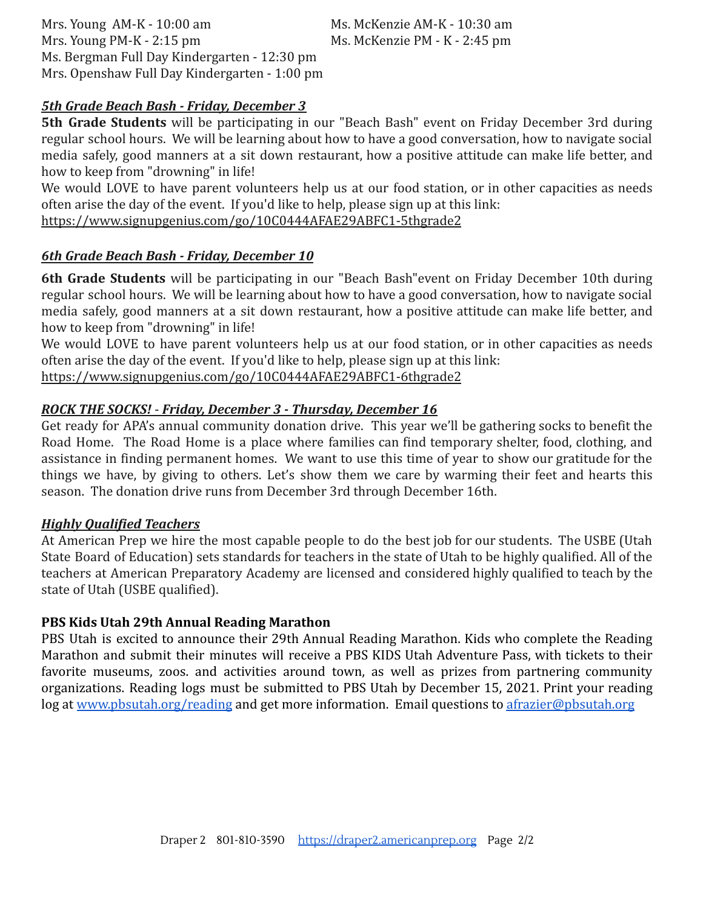Mrs. Young AM-K - 10:00 am
Mrs. Young PM-K - 2:15 pm
Ms. Bergman Full Day Kindergarten - 12:30 pm
Mrs. Openshaw Full Day Kindergarten - 1:00 pm
Ms. McKenzie AM-K - 10:30 am
Ms. McKenzie PM - K - 2:45 pm

***5th Grade Beach Bash - Friday, December 3***

**5th Grade Students** will be participating in our "Beach Bash" event on Friday December 3rd during regular school hours. We will be learning about how to have a good conversation, how to navigate social media safely, good manners at a sit down restaurant, how a positive attitude can make life better, and how to keep from "drowning" in life!

We would LOVE to have parent volunteers help us at our food station, or in other capacities as needs often arise the day of the event. If you'd like to help, please sign up at this link:
https://www.signupgenius.com/go/10C0444AFAE29ABFC1-5thgrade2

***6th Grade Beach Bash - Friday, December 10***

**6th Grade Students** will be participating in our "Beach Bash"event on Friday December 10th during regular school hours. We will be learning about how to have a good conversation, how to navigate social media safely, good manners at a sit down restaurant, how a positive attitude can make life better, and how to keep from "drowning" in life!

We would LOVE to have parent volunteers help us at our food station, or in other capacities as needs often arise the day of the event. If you'd like to help, please sign up at this link:
https://www.signupgenius.com/go/10C0444AFAE29ABFC1-6thgrade2

***ROCK THE SOCKS! - Friday, December 3 - Thursday, December 16***

Get ready for APA's annual community donation drive. This year we'll be gathering socks to benefit the Road Home. The Road Home is a place where families can find temporary shelter, food, clothing, and assistance in finding permanent homes. We want to use this time of year to show our gratitude for the things we have, by giving to others. Let's show them we care by warming their feet and hearts this season. The donation drive runs from December 3rd through December 16th.

***Highly Qualified Teachers***

At American Prep we hire the most capable people to do the best job for our students. The USBE (Utah State Board of Education) sets standards for teachers in the state of Utah to be highly qualified. All of the teachers at American Preparatory Academy are licensed and considered highly qualified to teach by the state of Utah (USBE qualified).

**PBS Kids Utah 29th Annual Reading Marathon**

PBS Utah is excited to announce their 29th Annual Reading Marathon. Kids who complete the Reading Marathon and submit their minutes will receive a PBS KIDS Utah Adventure Pass, with tickets to their favorite museums, zoos. and activities around town, as well as prizes from partnering community organizations. Reading logs must be submitted to PBS Utah by December 15, 2021. Print your reading log at www.pbsutah.org/reading and get more information. Email questions to afrazier@pbsutah.org